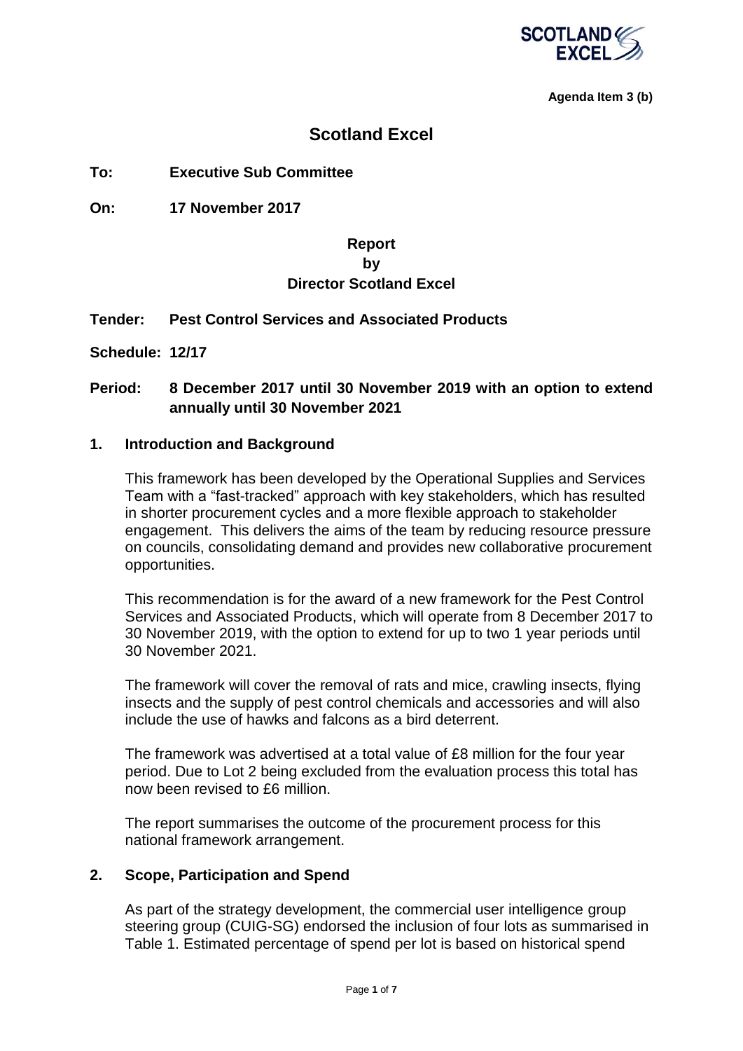**Agenda Item 3 (b)**

# Scotland Excel

**To:** **Executive Sub Committee**

**On:** **17 November 2017**

**Report**
**by**
**Director Scotland Excel**

**Tender:** **Pest Control Services and Associated Products**

**Schedule:** **12/17**

**Period:** **8 December 2017 until 30 November 2019 with an option to extend annually until 30 November 2021**

## 1. Introduction and Background

This framework has been developed by the Operational Supplies and Services Team with a "fast-tracked" approach with key stakeholders, which has resulted in shorter procurement cycles and a more flexible approach to stakeholder engagement. This delivers the aims of the team by reducing resource pressure on councils, consolidating demand and provides new collaborative procurement opportunities.

This recommendation is for the award of a new framework for the Pest Control Services and Associated Products, which will operate from 8 December 2017 to 30 November 2019, with the option to extend for up to two 1 year periods until 30 November 2021.

The framework will cover the removal of rats and mice, crawling insects, flying insects and the supply of pest control chemicals and accessories and will also include the use of hawks and falcons as a bird deterrent.

The framework was advertised at a total value of £8 million for the four year period. Due to Lot 2 being excluded from the evaluation process this total has now been revised to £6 million.

The report summarises the outcome of the procurement process for this national framework arrangement.

## 2. Scope, Participation and Spend

As part of the strategy development, the commercial user intelligence group steering group (CUIG-SG) endorsed the inclusion of four lots as summarised in Table 1. Estimated percentage of spend per lot is based on historical spend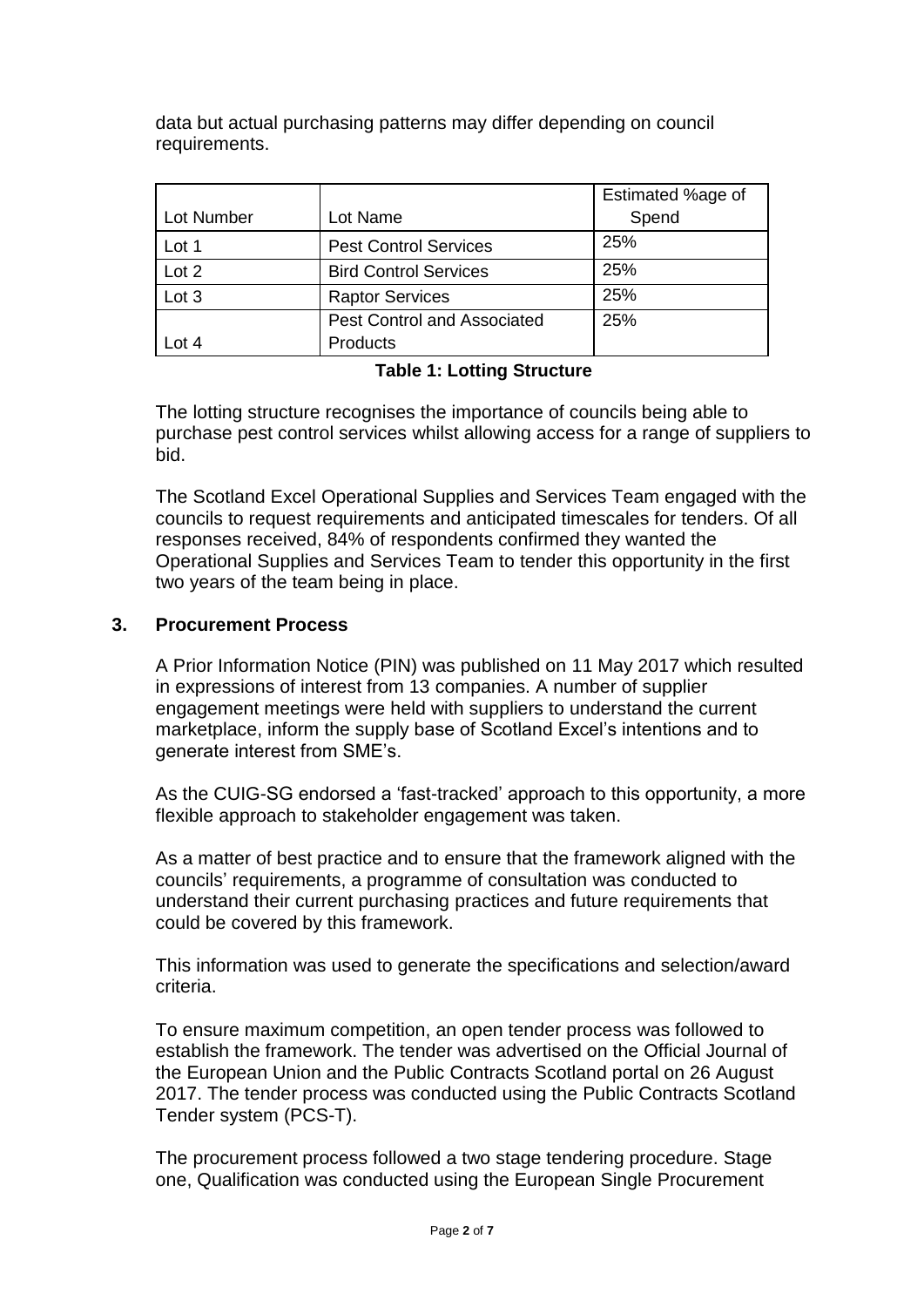data but actual purchasing patterns may differ depending on council requirements.

| Lot Number | Lot Name | Estimated %age of Spend |
|---|---|---|
| Lot 1 | Pest Control Services | 25% |
| Lot 2 | Bird Control Services | 25% |
| Lot 3 | Raptor Services | 25% |
| Lot 4 | Pest Control and Associated Products | 25% |

**Table 1: Lotting Structure**

The lotting structure recognises the importance of councils being able to purchase pest control services whilst allowing access for a range of suppliers to bid.

The Scotland Excel Operational Supplies and Services Team engaged with the councils to request requirements and anticipated timescales for tenders. Of all responses received, 84% of respondents confirmed they wanted the Operational Supplies and Services Team to tender this opportunity in the first two years of the team being in place.

## 3. Procurement Process

A Prior Information Notice (PIN) was published on 11 May 2017 which resulted in expressions of interest from 13 companies. A number of supplier engagement meetings were held with suppliers to understand the current marketplace, inform the supply base of Scotland Excel's intentions and to generate interest from SME's.

As the CUIG-SG endorsed a 'fast-tracked' approach to this opportunity, a more flexible approach to stakeholder engagement was taken.

As a matter of best practice and to ensure that the framework aligned with the councils' requirements, a programme of consultation was conducted to understand their current purchasing practices and future requirements that could be covered by this framework.

This information was used to generate the specifications and selection/award criteria.

To ensure maximum competition, an open tender process was followed to establish the framework. The tender was advertised on the Official Journal of the European Union and the Public Contracts Scotland portal on 26 August 2017. The tender process was conducted using the Public Contracts Scotland Tender system (PCS-T).

The procurement process followed a two stage tendering procedure. Stage one, Qualification was conducted using the European Single Procurement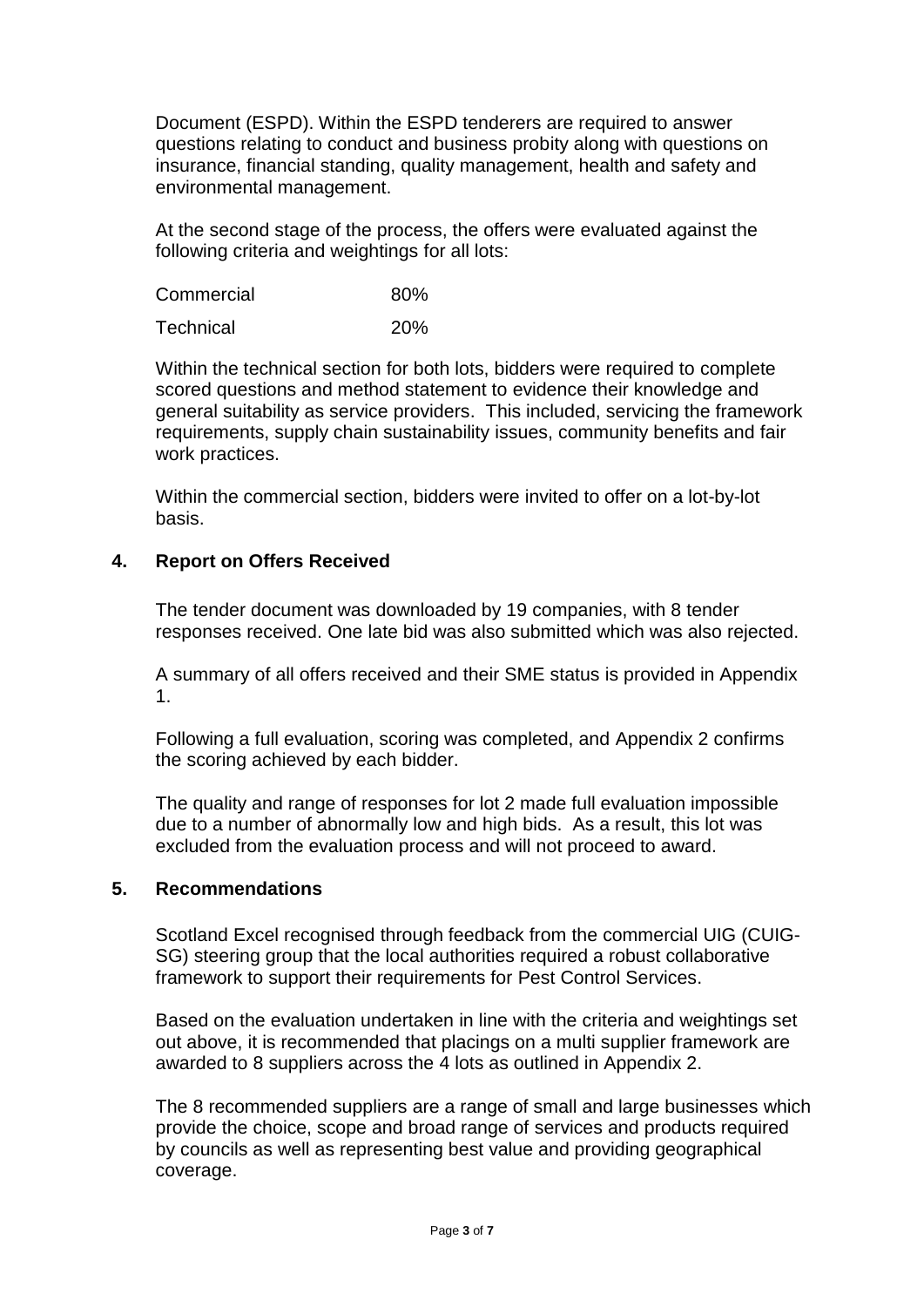Document (ESPD). Within the ESPD tenderers are required to answer questions relating to conduct and business probity along with questions on insurance, financial standing, quality management, health and safety and environmental management.

At the second stage of the process, the offers were evaluated against the following criteria and weightings for all lots:

| | |
|---|---|
| Commercial | 80% |
| Technical | 20% |

Within the technical section for both lots, bidders were required to complete scored questions and method statement to evidence their knowledge and general suitability as service providers. This included, servicing the framework requirements, supply chain sustainability issues, community benefits and fair work practices.

Within the commercial section, bidders were invited to offer on a lot-by-lot basis.

## 4. Report on Offers Received

The tender document was downloaded by 19 companies, with 8 tender responses received. One late bid was also submitted which was also rejected.

A summary of all offers received and their SME status is provided in Appendix 1.

Following a full evaluation, scoring was completed, and Appendix 2 confirms the scoring achieved by each bidder.

The quality and range of responses for lot 2 made full evaluation impossible due to a number of abnormally low and high bids. As a result, this lot was excluded from the evaluation process and will not proceed to award.

## 5. Recommendations

Scotland Excel recognised through feedback from the commercial UIG (CUIG-SG) steering group that the local authorities required a robust collaborative framework to support their requirements for Pest Control Services.

Based on the evaluation undertaken in line with the criteria and weightings set out above, it is recommended that placings on a multi supplier framework are awarded to 8 suppliers across the 4 lots as outlined in Appendix 2.

The 8 recommended suppliers are a range of small and large businesses which provide the choice, scope and broad range of services and products required by councils as well as representing best value and providing geographical coverage.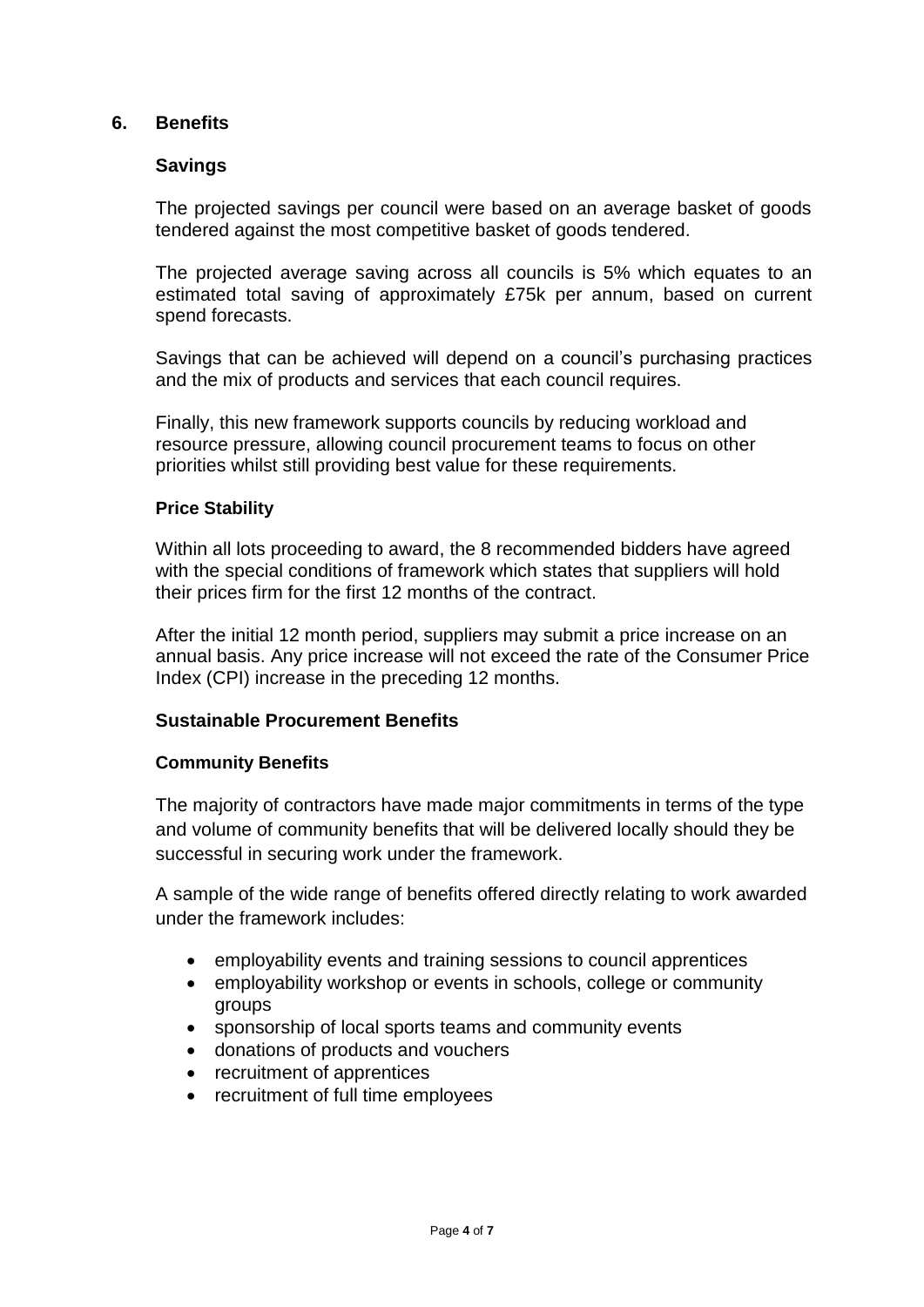## 6. Benefits

### Savings

The projected savings per council were based on an average basket of goods tendered against the most competitive basket of goods tendered.

The projected average saving across all councils is 5% which equates to an estimated total saving of approximately £75k per annum, based on current spend forecasts.

Savings that can be achieved will depend on a council's purchasing practices and the mix of products and services that each council requires.

Finally, this new framework supports councils by reducing workload and resource pressure, allowing council procurement teams to focus on other priorities whilst still providing best value for these requirements.

#### Price Stability

Within all lots proceeding to award, the 8 recommended bidders have agreed with the special conditions of framework which states that suppliers will hold their prices firm for the first 12 months of the contract.

After the initial 12 month period, suppliers may submit a price increase on an annual basis. Any price increase will not exceed the rate of the Consumer Price Index (CPI) increase in the preceding 12 months.

### Sustainable Procurement Benefits

#### Community Benefits

The majority of contractors have made major commitments in terms of the type and volume of community benefits that will be delivered locally should they be successful in securing work under the framework.

A sample of the wide range of benefits offered directly relating to work awarded under the framework includes:

- employability events and training sessions to council apprentices
- employability workshop or events in schools, college or community groups
- sponsorship of local sports teams and community events
- donations of products and vouchers
- recruitment of apprentices
- recruitment of full time employees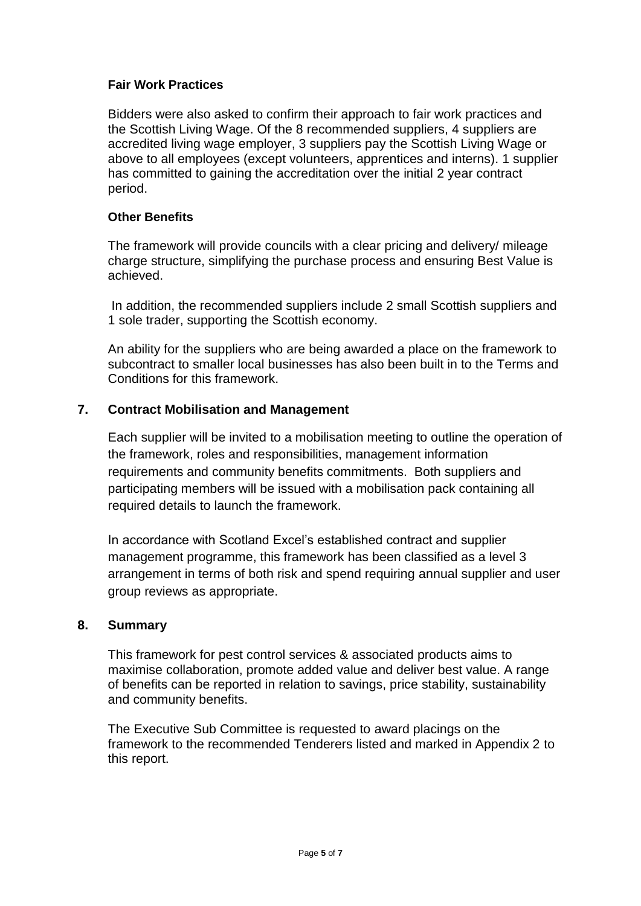**Fair Work Practices**

Bidders were also asked to confirm their approach to fair work practices and the Scottish Living Wage. Of the 8 recommended suppliers, 4 suppliers are accredited living wage employer, 3 suppliers pay the Scottish Living Wage or above to all employees (except volunteers, apprentices and interns). 1 supplier has committed to gaining the accreditation over the initial 2 year contract period.

**Other Benefits**

The framework will provide councils with a clear pricing and delivery/ mileage charge structure, simplifying the purchase process and ensuring Best Value is achieved.

In addition, the recommended suppliers include 2 small Scottish suppliers and 1 sole trader, supporting the Scottish economy.

An ability for the suppliers who are being awarded a place on the framework to subcontract to smaller local businesses has also been built in to the Terms and Conditions for this framework.

## 7. Contract Mobilisation and Management

Each supplier will be invited to a mobilisation meeting to outline the operation of the framework, roles and responsibilities, management information requirements and community benefits commitments. Both suppliers and participating members will be issued with a mobilisation pack containing all required details to launch the framework.

In accordance with Scotland Excel's established contract and supplier management programme, this framework has been classified as a level 3 arrangement in terms of both risk and spend requiring annual supplier and user group reviews as appropriate.

## 8. Summary

This framework for pest control services & associated products aims to maximise collaboration, promote added value and deliver best value. A range of benefits can be reported in relation to savings, price stability, sustainability and community benefits.

The Executive Sub Committee is requested to award placings on the framework to the recommended Tenderers listed and marked in Appendix 2 to this report.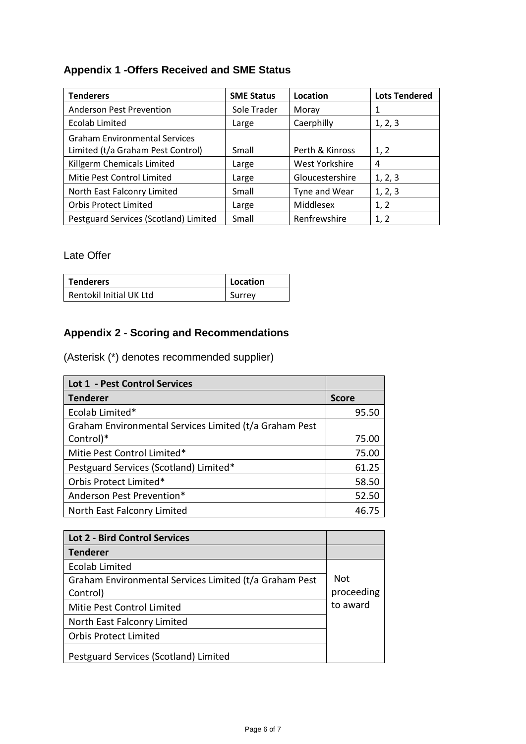## Appendix 1 -Offers Received and SME Status

| Tenderers | SME Status | Location | Lots Tendered |
|---|---|---|---|
| Anderson Pest Prevention | Sole Trader | Moray | 1 |
| Ecolab Limited | Large | Caerphilly | 1, 2, 3 |
| Graham Environmental Services Limited (t/a Graham Pest Control) | Small | Perth & Kinross | 1, 2 |
| Killgerm Chemicals Limited | Large | West Yorkshire | 4 |
| Mitie Pest Control Limited | Large | Gloucestershire | 1, 2, 3 |
| North East Falconry Limited | Small | Tyne and Wear | 1, 2, 3 |
| Orbis Protect Limited | Large | Middlesex | 1, 2 |
| Pestguard Services (Scotland) Limited | Small | Renfrewshire | 1, 2 |

Late Offer

| Tenderers | Location |
|---|---|
| Rentokil Initial UK Ltd | Surrey |

## Appendix 2 - Scoring and Recommendations

(Asterisk (*) denotes recommended supplier)

| Lot 1 - Pest Control Services | |
|---|---|
| **Tenderer** | **Score** |
| Ecolab Limited* | 95.50 |
| Graham Environmental Services Limited (t/a Graham Pest Control)* | 75.00 |
| Mitie Pest Control Limited* | 75.00 |
| Pestguard Services (Scotland) Limited* | 61.25 |
| Orbis Protect Limited* | 58.50 |
| Anderson Pest Prevention* | 52.50 |
| North East Falconry Limited | 46.75 |

| Lot 2 - Bird Control Services | |
|---|---|
| **Tenderer** | |
| Ecolab Limited | Not proceeding to award |
| Graham Environmental Services Limited (t/a Graham Pest Control) | |
| Mitie Pest Control Limited | |
| North East Falconry Limited | |
| Orbis Protect Limited | |
| Pestguard Services (Scotland) Limited | |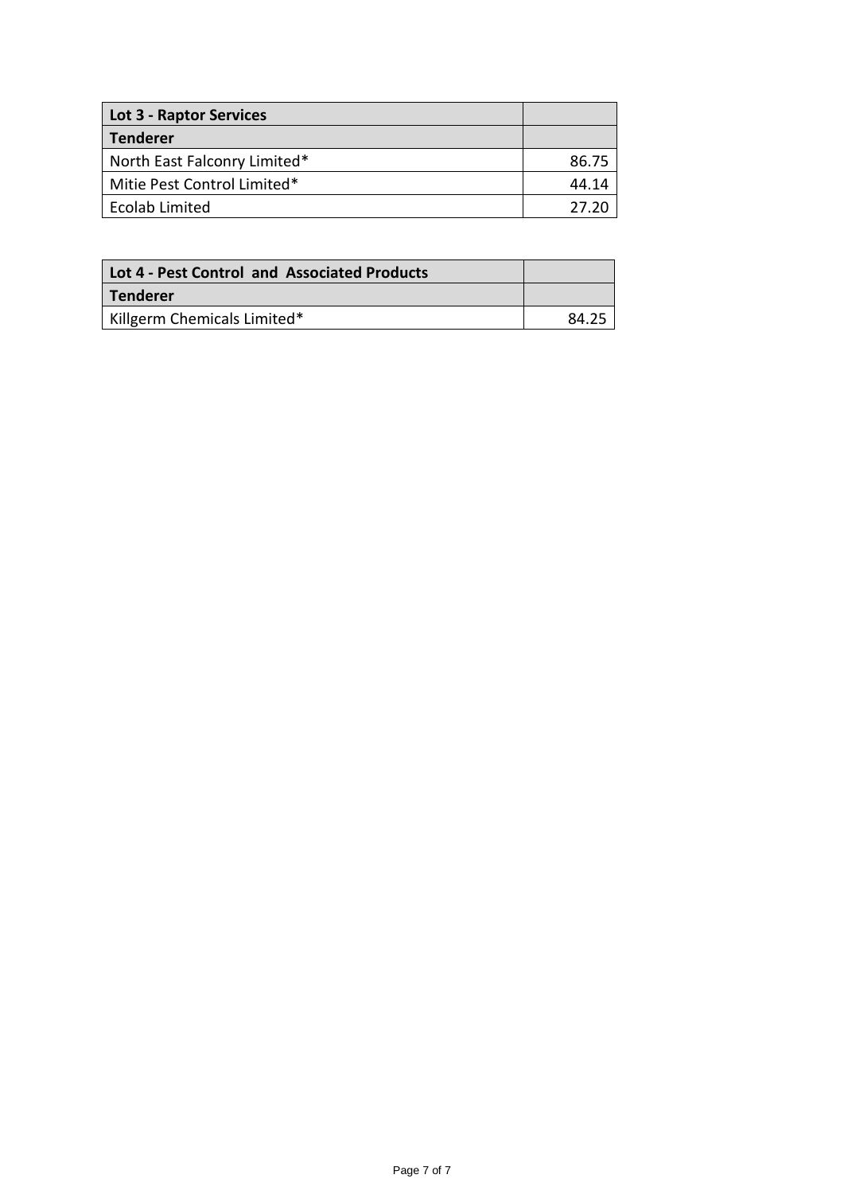| Lot 3 - Raptor Services | |
|---|---|
| **Tenderer** | |
| North East Falconry Limited* | 86.75 |
| Mitie Pest Control Limited* | 44.14 |
| Ecolab Limited | 27.20 |

| Lot 4 - Pest Control and Associated Products | |
|---|---|
| **Tenderer** | |
| Killgerm Chemicals Limited* | 84.25 |